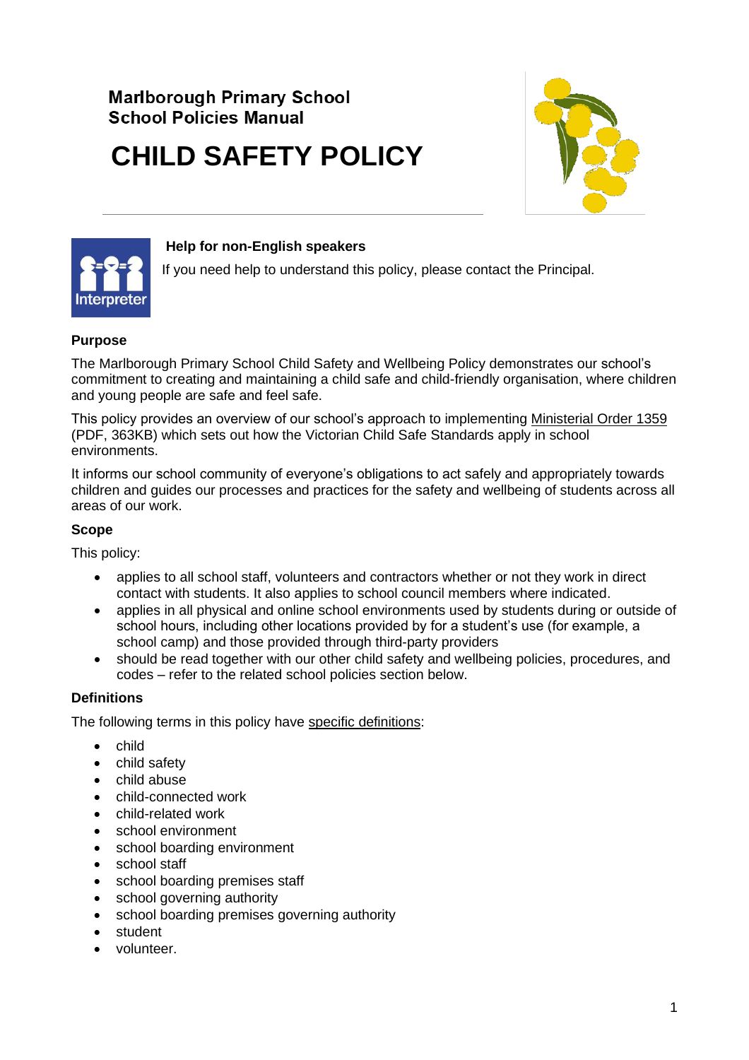**Marlborough Primary School**
**School Policies Manual**

# CHILD SAFETY POLICY

**Help for non-English speakers**

If you need help to understand this policy, please contact the Principal.

## Purpose

The Marlborough Primary School Child Safety and Wellbeing Policy demonstrates our school's commitment to creating and maintaining a child safe and child-friendly organisation, where children and young people are safe and feel safe.

This policy provides an overview of our school's approach to implementing Ministerial Order 1359 (PDF, 363KB) which sets out how the Victorian Child Safe Standards apply in school environments.

It informs our school community of everyone's obligations to act safely and appropriately towards children and guides our processes and practices for the safety and wellbeing of students across all areas of our work.

## Scope

This policy:

- applies to all school staff, volunteers and contractors whether or not they work in direct contact with students. It also applies to school council members where indicated.
- applies in all physical and online school environments used by students during or outside of school hours, including other locations provided by for a student's use (for example, a school camp) and those provided through third-party providers
- should be read together with our other child safety and wellbeing policies, procedures, and codes – refer to the related school policies section below.

## Definitions

The following terms in this policy have specific definitions:

- child
- child safety
- child abuse
- child-connected work
- child-related work
- school environment
- school boarding environment
- school staff
- school boarding premises staff
- school governing authority
- school boarding premises governing authority
- student
- volunteer.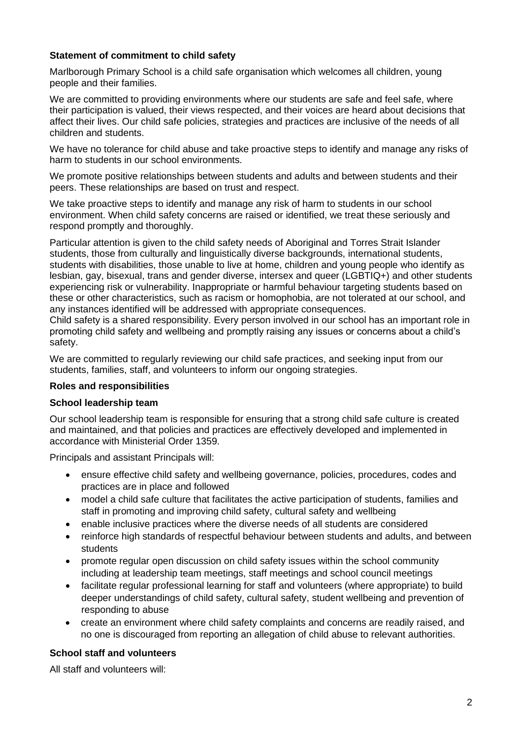### Statement of commitment to child safety

Marlborough Primary School is a child safe organisation which welcomes all children, young people and their families.

We are committed to providing environments where our students are safe and feel safe, where their participation is valued, their views respected, and their voices are heard about decisions that affect their lives. Our child safe policies, strategies and practices are inclusive of the needs of all children and students.

We have no tolerance for child abuse and take proactive steps to identify and manage any risks of harm to students in our school environments.

We promote positive relationships between students and adults and between students and their peers. These relationships are based on trust and respect.

We take proactive steps to identify and manage any risk of harm to students in our school environment. When child safety concerns are raised or identified, we treat these seriously and respond promptly and thoroughly.

Particular attention is given to the child safety needs of Aboriginal and Torres Strait Islander students, those from culturally and linguistically diverse backgrounds, international students, students with disabilities, those unable to live at home, children and young people who identify as lesbian, gay, bisexual, trans and gender diverse, intersex and queer (LGBTIQ+) and other students experiencing risk or vulnerability. Inappropriate or harmful behaviour targeting students based on these or other characteristics, such as racism or homophobia, are not tolerated at our school, and any instances identified will be addressed with appropriate consequences.

Child safety is a shared responsibility. Every person involved in our school has an important role in promoting child safety and wellbeing and promptly raising any issues or concerns about a child's safety.

We are committed to regularly reviewing our child safe practices, and seeking input from our students, families, staff, and volunteers to inform our ongoing strategies.

### Roles and responsibilities

#### School leadership team

Our school leadership team is responsible for ensuring that a strong child safe culture is created and maintained, and that policies and practices are effectively developed and implemented in accordance with Ministerial Order 1359.

Principals and assistant Principals will:

- ensure effective child safety and wellbeing governance, policies, procedures, codes and practices are in place and followed
- model a child safe culture that facilitates the active participation of students, families and staff in promoting and improving child safety, cultural safety and wellbeing
- enable inclusive practices where the diverse needs of all students are considered
- reinforce high standards of respectful behaviour between students and adults, and between students
- promote regular open discussion on child safety issues within the school community including at leadership team meetings, staff meetings and school council meetings
- facilitate regular professional learning for staff and volunteers (where appropriate) to build deeper understandings of child safety, cultural safety, student wellbeing and prevention of responding to abuse
- create an environment where child safety complaints and concerns are readily raised, and no one is discouraged from reporting an allegation of child abuse to relevant authorities.

#### School staff and volunteers

All staff and volunteers will: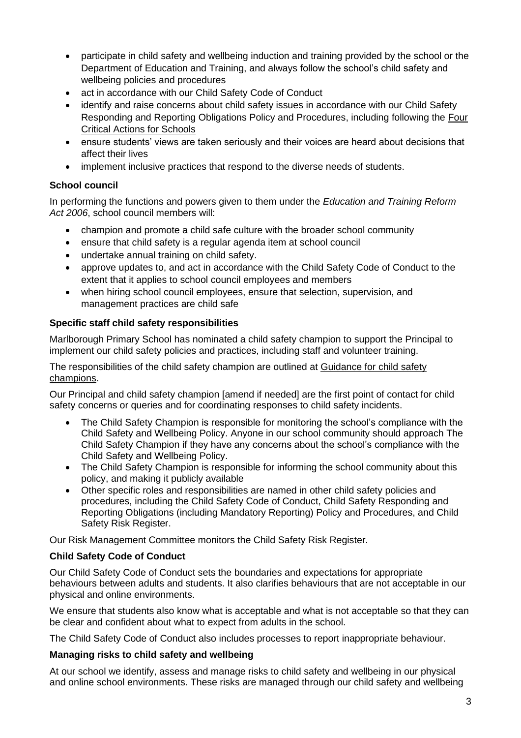- participate in child safety and wellbeing induction and training provided by the school or the Department of Education and Training, and always follow the school's child safety and wellbeing policies and procedures
- act in accordance with our Child Safety Code of Conduct
- identify and raise concerns about child safety issues in accordance with our Child Safety Responding and Reporting Obligations Policy and Procedures, including following the Four Critical Actions for Schools
- ensure students' views are taken seriously and their voices are heard about decisions that affect their lives
- implement inclusive practices that respond to the diverse needs of students.

**School council**

In performing the functions and powers given to them under the *Education and Training Reform Act 2006*, school council members will:

- champion and promote a child safe culture with the broader school community
- ensure that child safety is a regular agenda item at school council
- undertake annual training on child safety.
- approve updates to, and act in accordance with the Child Safety Code of Conduct to the extent that it applies to school council employees and members
- when hiring school council employees, ensure that selection, supervision, and management practices are child safe

**Specific staff child safety responsibilities**

Marlborough Primary School has nominated a child safety champion to support the Principal to implement our child safety policies and practices, including staff and volunteer training.

The responsibilities of the child safety champion are outlined at Guidance for child safety champions.

Our Principal and child safety champion [amend if needed] are the first point of contact for child safety concerns or queries and for coordinating responses to child safety incidents.

- The Child Safety Champion is responsible for monitoring the school's compliance with the Child Safety and Wellbeing Policy. Anyone in our school community should approach The Child Safety Champion if they have any concerns about the school's compliance with the Child Safety and Wellbeing Policy.
- The Child Safety Champion is responsible for informing the school community about this policy, and making it publicly available
- Other specific roles and responsibilities are named in other child safety policies and procedures, including the Child Safety Code of Conduct, Child Safety Responding and Reporting Obligations (including Mandatory Reporting) Policy and Procedures, and Child Safety Risk Register.

Our Risk Management Committee monitors the Child Safety Risk Register.

**Child Safety Code of Conduct**

Our Child Safety Code of Conduct sets the boundaries and expectations for appropriate behaviours between adults and students. It also clarifies behaviours that are not acceptable in our physical and online environments.

We ensure that students also know what is acceptable and what is not acceptable so that they can be clear and confident about what to expect from adults in the school.

The Child Safety Code of Conduct also includes processes to report inappropriate behaviour.

**Managing risks to child safety and wellbeing**

At our school we identify, assess and manage risks to child safety and wellbeing in our physical and online school environments. These risks are managed through our child safety and wellbeing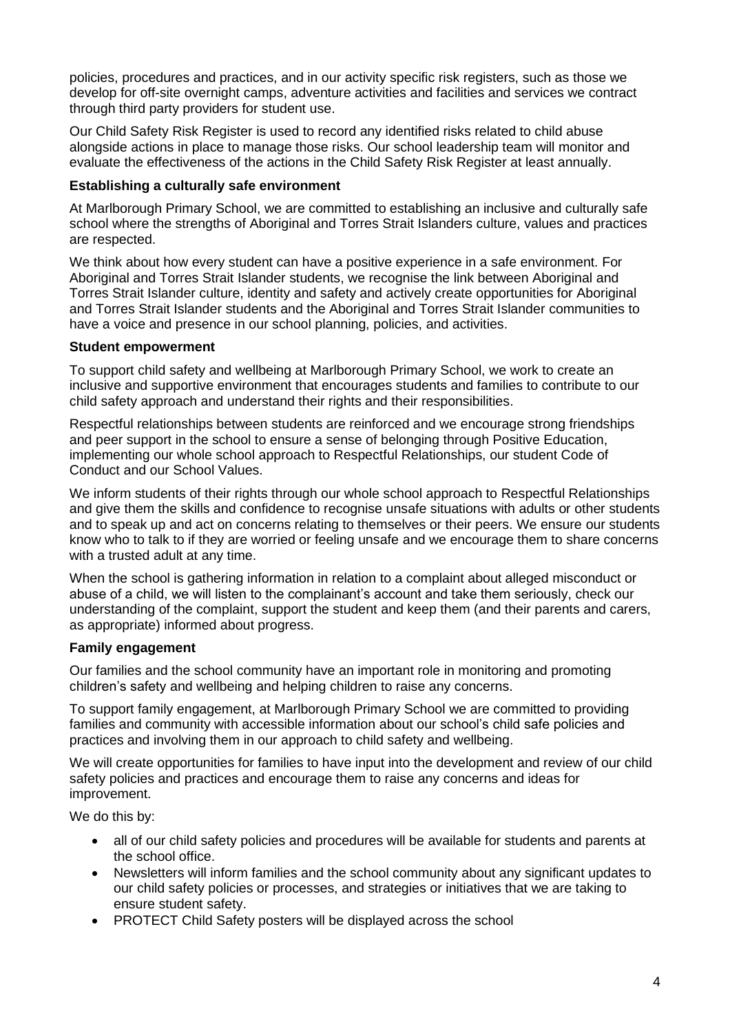policies, procedures and practices, and in our activity specific risk registers, such as those we develop for off-site overnight camps, adventure activities and facilities and services we contract through third party providers for student use.

Our Child Safety Risk Register is used to record any identified risks related to child abuse alongside actions in place to manage those risks. Our school leadership team will monitor and evaluate the effectiveness of the actions in the Child Safety Risk Register at least annually.

**Establishing a culturally safe environment**

At Marlborough Primary School, we are committed to establishing an inclusive and culturally safe school where the strengths of Aboriginal and Torres Strait Islanders culture, values and practices are respected.

We think about how every student can have a positive experience in a safe environment. For Aboriginal and Torres Strait Islander students, we recognise the link between Aboriginal and Torres Strait Islander culture, identity and safety and actively create opportunities for Aboriginal and Torres Strait Islander students and the Aboriginal and Torres Strait Islander communities to have a voice and presence in our school planning, policies, and activities.

**Student empowerment**

To support child safety and wellbeing at Marlborough Primary School, we work to create an inclusive and supportive environment that encourages students and families to contribute to our child safety approach and understand their rights and their responsibilities.

Respectful relationships between students are reinforced and we encourage strong friendships and peer support in the school to ensure a sense of belonging through Positive Education, implementing our whole school approach to Respectful Relationships, our student Code of Conduct and our School Values.

We inform students of their rights through our whole school approach to Respectful Relationships and give them the skills and confidence to recognise unsafe situations with adults or other students and to speak up and act on concerns relating to themselves or their peers. We ensure our students know who to talk to if they are worried or feeling unsafe and we encourage them to share concerns with a trusted adult at any time.

When the school is gathering information in relation to a complaint about alleged misconduct or abuse of a child, we will listen to the complainant's account and take them seriously, check our understanding of the complaint, support the student and keep them (and their parents and carers, as appropriate) informed about progress.

**Family engagement**

Our families and the school community have an important role in monitoring and promoting children's safety and wellbeing and helping children to raise any concerns.

To support family engagement, at Marlborough Primary School we are committed to providing families and community with accessible information about our school's child safe policies and practices and involving them in our approach to child safety and wellbeing.

We will create opportunities for families to have input into the development and review of our child safety policies and practices and encourage them to raise any concerns and ideas for improvement.

We do this by:

- all of our child safety policies and procedures will be available for students and parents at the school office.
- Newsletters will inform families and the school community about any significant updates to our child safety policies or processes, and strategies or initiatives that we are taking to ensure student safety.
- PROTECT Child Safety posters will be displayed across the school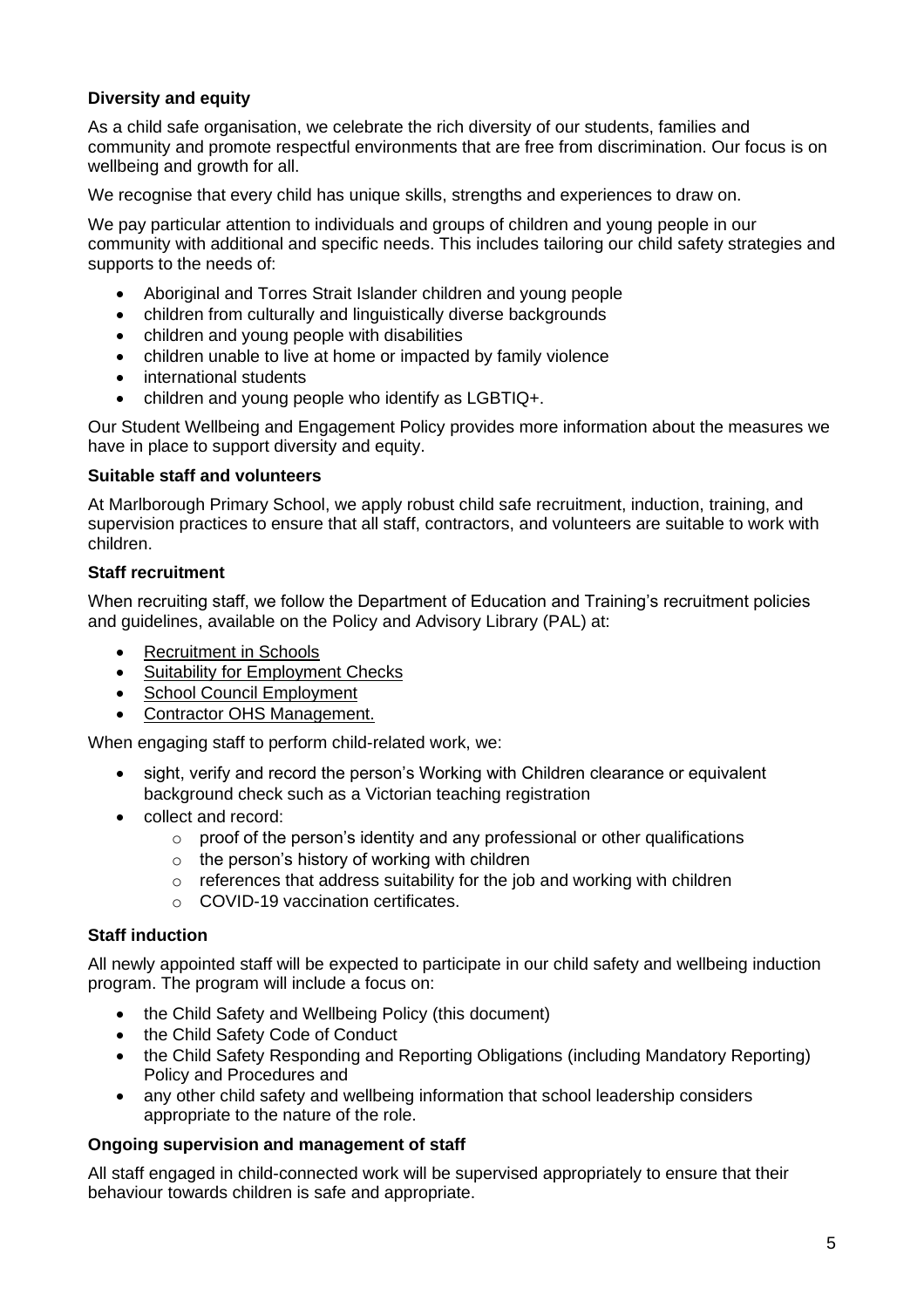**Diversity and equity**

As a child safe organisation, we celebrate the rich diversity of our students, families and community and promote respectful environments that are free from discrimination. Our focus is on wellbeing and growth for all.

We recognise that every child has unique skills, strengths and experiences to draw on.

We pay particular attention to individuals and groups of children and young people in our community with additional and specific needs. This includes tailoring our child safety strategies and supports to the needs of:

- Aboriginal and Torres Strait Islander children and young people
- children from culturally and linguistically diverse backgrounds
- children and young people with disabilities
- children unable to live at home or impacted by family violence
- international students
- children and young people who identify as LGBTIQ+.

Our Student Wellbeing and Engagement Policy provides more information about the measures we have in place to support diversity and equity.

**Suitable staff and volunteers**

At Marlborough Primary School, we apply robust child safe recruitment, induction, training, and supervision practices to ensure that all staff, contractors, and volunteers are suitable to work with children.

**Staff recruitment**

When recruiting staff, we follow the Department of Education and Training's recruitment policies and guidelines, available on the Policy and Advisory Library (PAL) at:

- Recruitment in Schools
- Suitability for Employment Checks
- School Council Employment
- Contractor OHS Management.

When engaging staff to perform child-related work, we:

- sight, verify and record the person's Working with Children clearance or equivalent background check such as a Victorian teaching registration
- collect and record:
  - proof of the person's identity and any professional or other qualifications
  - the person's history of working with children
  - references that address suitability for the job and working with children
  - COVID-19 vaccination certificates.

**Staff induction**

All newly appointed staff will be expected to participate in our child safety and wellbeing induction program. The program will include a focus on:

- the Child Safety and Wellbeing Policy (this document)
- the Child Safety Code of Conduct
- the Child Safety Responding and Reporting Obligations (including Mandatory Reporting) Policy and Procedures and
- any other child safety and wellbeing information that school leadership considers appropriate to the nature of the role.

**Ongoing supervision and management of staff**

All staff engaged in child-connected work will be supervised appropriately to ensure that their behaviour towards children is safe and appropriate.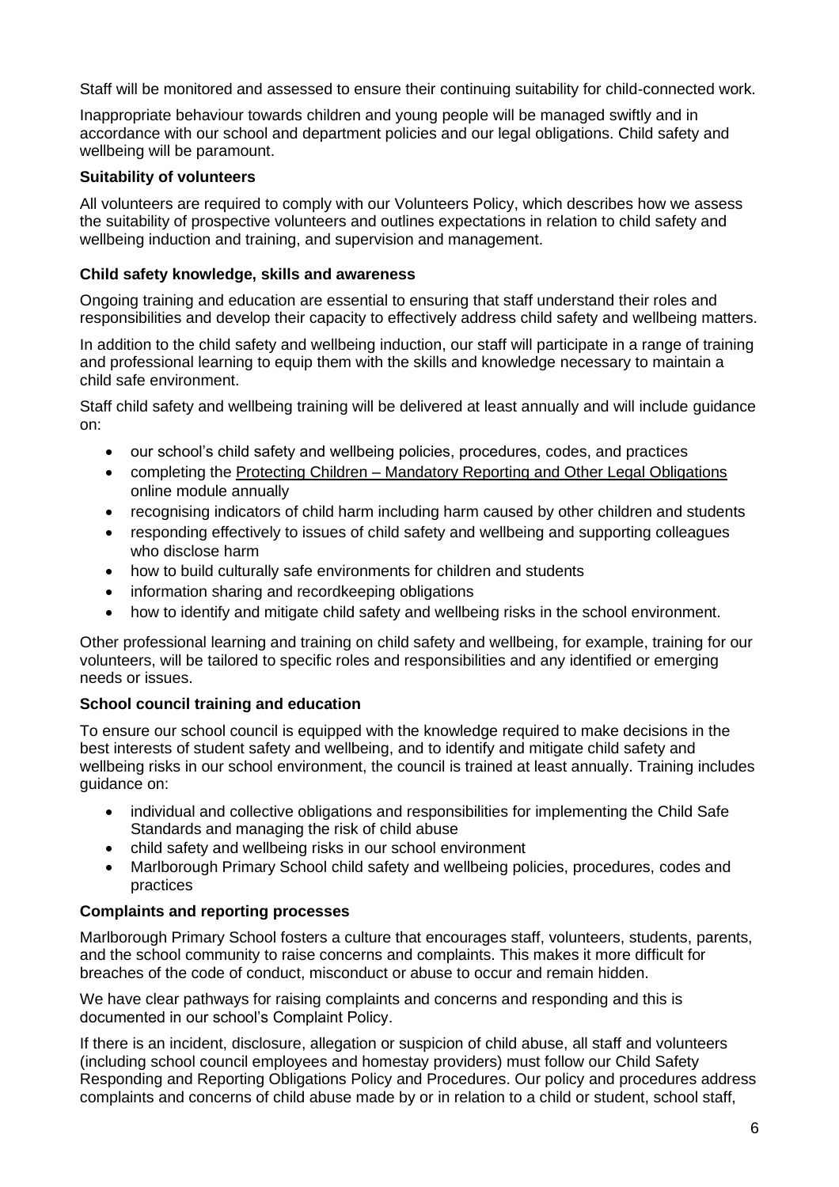Staff will be monitored and assessed to ensure their continuing suitability for child-connected work.

Inappropriate behaviour towards children and young people will be managed swiftly and in accordance with our school and department policies and our legal obligations. Child safety and wellbeing will be paramount.

**Suitability of volunteers**

All volunteers are required to comply with our Volunteers Policy, which describes how we assess the suitability of prospective volunteers and outlines expectations in relation to child safety and wellbeing induction and training, and supervision and management.

**Child safety knowledge, skills and awareness**

Ongoing training and education are essential to ensuring that staff understand their roles and responsibilities and develop their capacity to effectively address child safety and wellbeing matters.

In addition to the child safety and wellbeing induction, our staff will participate in a range of training and professional learning to equip them with the skills and knowledge necessary to maintain a child safe environment.

Staff child safety and wellbeing training will be delivered at least annually and will include guidance on:

- our school's child safety and wellbeing policies, procedures, codes, and practices
- completing the Protecting Children – Mandatory Reporting and Other Legal Obligations online module annually
- recognising indicators of child harm including harm caused by other children and students
- responding effectively to issues of child safety and wellbeing and supporting colleagues who disclose harm
- how to build culturally safe environments for children and students
- information sharing and recordkeeping obligations
- how to identify and mitigate child safety and wellbeing risks in the school environment.

Other professional learning and training on child safety and wellbeing, for example, training for our volunteers, will be tailored to specific roles and responsibilities and any identified or emerging needs or issues.

**School council training and education**

To ensure our school council is equipped with the knowledge required to make decisions in the best interests of student safety and wellbeing, and to identify and mitigate child safety and wellbeing risks in our school environment, the council is trained at least annually. Training includes guidance on:

- individual and collective obligations and responsibilities for implementing the Child Safe Standards and managing the risk of child abuse
- child safety and wellbeing risks in our school environment
- Marlborough Primary School child safety and wellbeing policies, procedures, codes and practices

**Complaints and reporting processes**

Marlborough Primary School fosters a culture that encourages staff, volunteers, students, parents, and the school community to raise concerns and complaints. This makes it more difficult for breaches of the code of conduct, misconduct or abuse to occur and remain hidden.

We have clear pathways for raising complaints and concerns and responding and this is documented in our school's Complaint Policy.

If there is an incident, disclosure, allegation or suspicion of child abuse, all staff and volunteers (including school council employees and homestay providers) must follow our Child Safety Responding and Reporting Obligations Policy and Procedures. Our policy and procedures address complaints and concerns of child abuse made by or in relation to a child or student, school staff,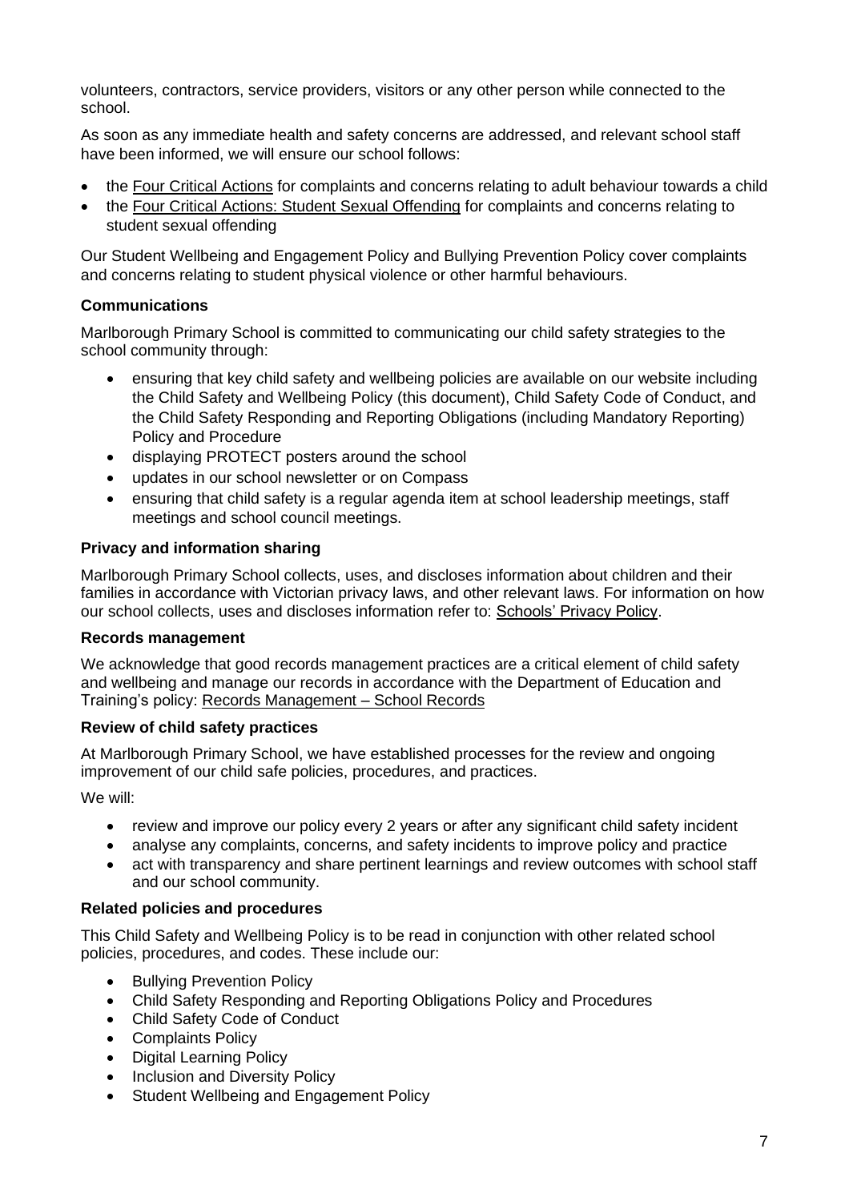volunteers, contractors, service providers, visitors or any other person while connected to the school.

As soon as any immediate health and safety concerns are addressed, and relevant school staff have been informed, we will ensure our school follows:

- the Four Critical Actions for complaints and concerns relating to adult behaviour towards a child
- the Four Critical Actions: Student Sexual Offending for complaints and concerns relating to student sexual offending

Our Student Wellbeing and Engagement Policy and Bullying Prevention Policy cover complaints and concerns relating to student physical violence or other harmful behaviours.

### Communications

Marlborough Primary School is committed to communicating our child safety strategies to the school community through:

- ensuring that key child safety and wellbeing policies are available on our website including the Child Safety and Wellbeing Policy (this document), Child Safety Code of Conduct, and the Child Safety Responding and Reporting Obligations (including Mandatory Reporting) Policy and Procedure
- displaying PROTECT posters around the school
- updates in our school newsletter or on Compass
- ensuring that child safety is a regular agenda item at school leadership meetings, staff meetings and school council meetings.

### Privacy and information sharing

Marlborough Primary School collects, uses, and discloses information about children and their families in accordance with Victorian privacy laws, and other relevant laws. For information on how our school collects, uses and discloses information refer to: Schools' Privacy Policy.

### Records management

We acknowledge that good records management practices are a critical element of child safety and wellbeing and manage our records in accordance with the Department of Education and Training's policy: Records Management – School Records

### Review of child safety practices

At Marlborough Primary School, we have established processes for the review and ongoing improvement of our child safe policies, procedures, and practices.

We will:

- review and improve our policy every 2 years or after any significant child safety incident
- analyse any complaints, concerns, and safety incidents to improve policy and practice
- act with transparency and share pertinent learnings and review outcomes with school staff and our school community.

### Related policies and procedures

This Child Safety and Wellbeing Policy is to be read in conjunction with other related school policies, procedures, and codes. These include our:

- Bullying Prevention Policy
- Child Safety Responding and Reporting Obligations Policy and Procedures
- Child Safety Code of Conduct
- Complaints Policy
- Digital Learning Policy
- Inclusion and Diversity Policy
- Student Wellbeing and Engagement Policy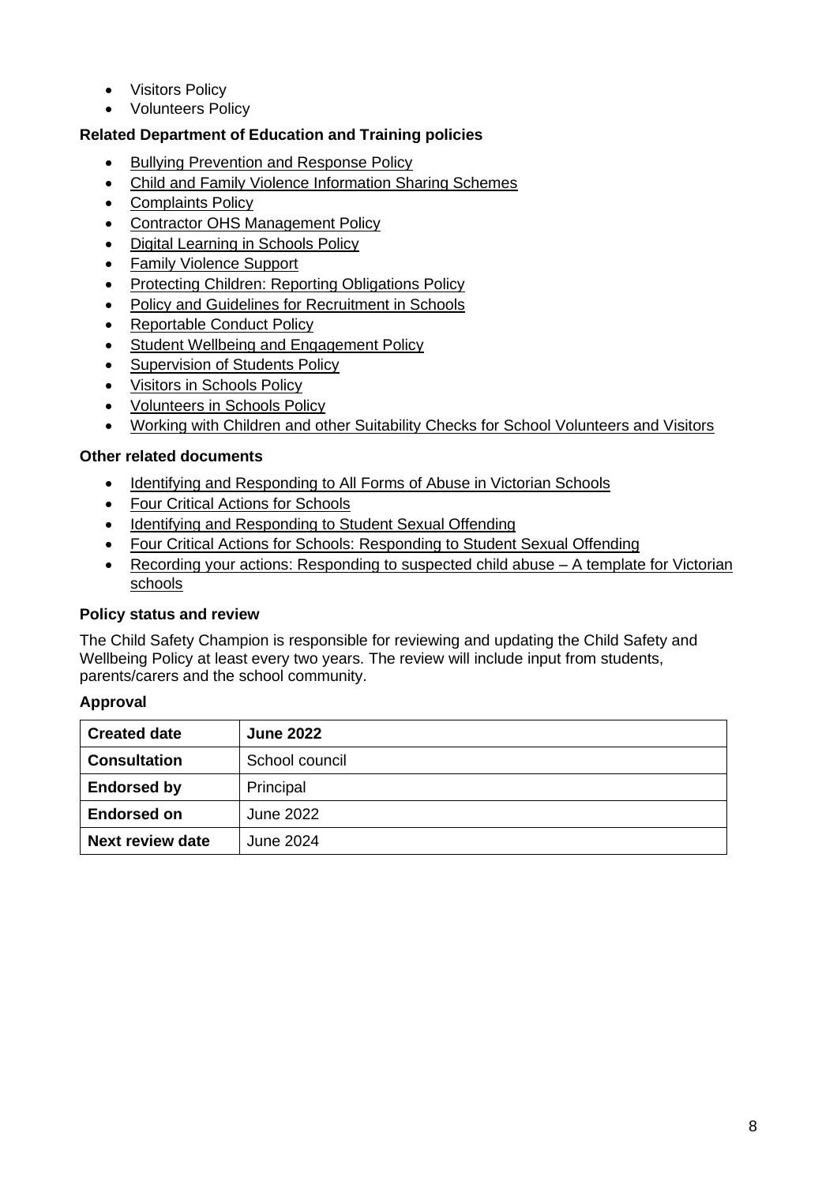- Visitors Policy
- Volunteers Policy

**Related Department of Education and Training policies**

- Bullying Prevention and Response Policy
- Child and Family Violence Information Sharing Schemes
- Complaints Policy
- Contractor OHS Management Policy
- Digital Learning in Schools Policy
- Family Violence Support
- Protecting Children: Reporting Obligations Policy
- Policy and Guidelines for Recruitment in Schools
- Reportable Conduct Policy
- Student Wellbeing and Engagement Policy
- Supervision of Students Policy
- Visitors in Schools Policy
- Volunteers in Schools Policy
- Working with Children and other Suitability Checks for School Volunteers and Visitors

**Other related documents**

- Identifying and Responding to All Forms of Abuse in Victorian Schools
- Four Critical Actions for Schools
- Identifying and Responding to Student Sexual Offending
- Four Critical Actions for Schools: Responding to Student Sexual Offending
- Recording your actions: Responding to suspected child abuse – A template for Victorian schools

**Policy status and review**

The Child Safety Champion is responsible for reviewing and updating the Child Safety and Wellbeing Policy at least every two years. The review will include input from students, parents/carers and the school community.

**Approval**

| **Created date** | **June 2022** |
|---|---|
| **Consultation** | School council |
| **Endorsed by** | Principal |
| **Endorsed on** | June 2022 |
| **Next review date** | June 2024 |